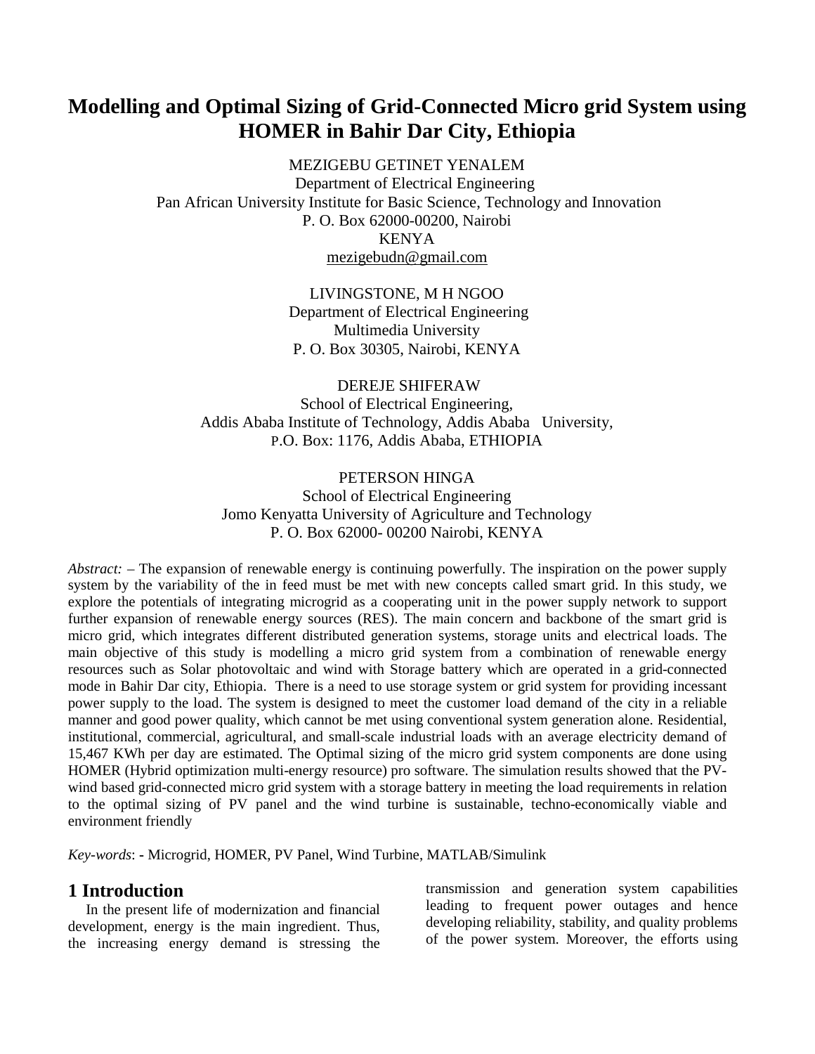# Modelling and Optimal Sizing of Grid-Connected Micro grid System using HOMER in Bahir Dar City, Ethiopia

MEZIGEBU GETINET YENALEM
Department of Electrical Engineering
Pan African University Institute for Basic Science, Technology and Innovation
P. O. Box 62000-00200, Nairobi
KENYA
mezigebudn@gmail.com

LIVINGSTONE, M H NGOO
Department of Electrical Engineering
Multimedia University
P. O. Box 30305, Nairobi, KENYA

DEREJE SHIFERAW
School of Electrical Engineering,
Addis Ababa Institute of Technology, Addis Ababa University,
P.O. Box: 1176, Addis Ababa, ETHIOPIA

PETERSON HINGA
School of Electrical Engineering
Jomo Kenyatta University of Agriculture and Technology
P. O. Box 62000- 00200 Nairobi, KENYA

*Abstract:* – The expansion of renewable energy is continuing powerfully. The inspiration on the power supply system by the variability of the in feed must be met with new concepts called smart grid. In this study, we explore the potentials of integrating microgrid as a cooperating unit in the power supply network to support further expansion of renewable energy sources (RES). The main concern and backbone of the smart grid is micro grid, which integrates different distributed generation systems, storage units and electrical loads. The main objective of this study is modelling a micro grid system from a combination of renewable energy resources such as Solar photovoltaic and wind with Storage battery which are operated in a grid-connected mode in Bahir Dar city, Ethiopia. There is a need to use storage system or grid system for providing incessant power supply to the load. The system is designed to meet the customer load demand of the city in a reliable manner and good power quality, which cannot be met using conventional system generation alone. Residential, institutional, commercial, agricultural, and small-scale industrial loads with an average electricity demand of 15,467 KWh per day are estimated. The Optimal sizing of the micro grid system components are done using HOMER (Hybrid optimization multi-energy resource) pro software. The simulation results showed that the PV-wind based grid-connected micro grid system with a storage battery in meeting the load requirements in relation to the optimal sizing of PV panel and the wind turbine is sustainable, techno-economically viable and environment friendly

*Key-words*: - Microgrid, HOMER, PV Panel, Wind Turbine, MATLAB/Simulink

## 1 Introduction

In the present life of modernization and financial development, energy is the main ingredient. Thus, the increasing energy demand is stressing the transmission and generation system capabilities leading to frequent power outages and hence developing reliability, stability, and quality problems of the power system. Moreover, the efforts using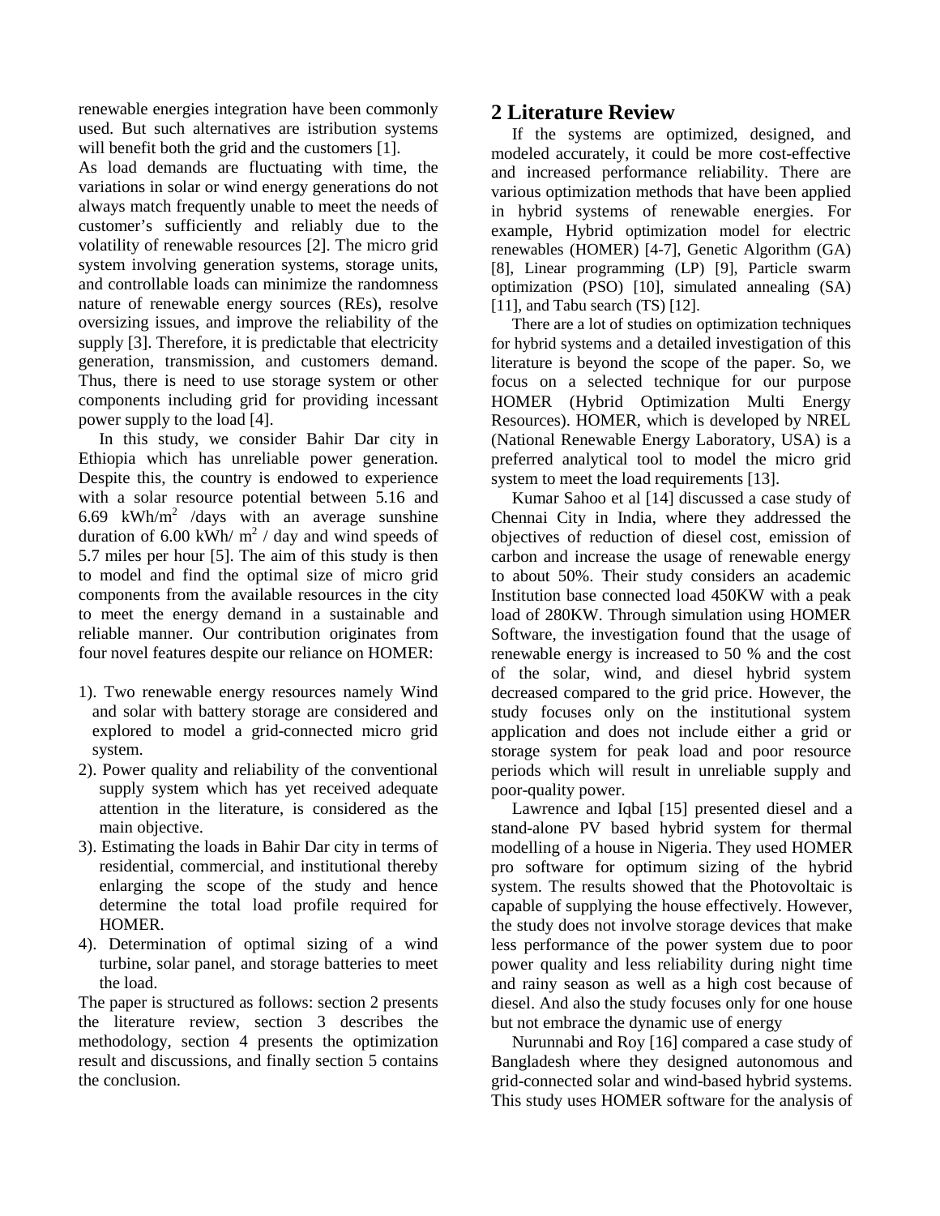renewable energies integration have been commonly used. But such alternatives are istribution systems will benefit both the grid and the customers [1].

As load demands are fluctuating with time, the variations in solar or wind energy generations do not always match frequently unable to meet the needs of customer's sufficiently and reliably due to the volatility of renewable resources [2]. The micro grid system involving generation systems, storage units, and controllable loads can minimize the randomness nature of renewable energy sources (REs), resolve oversizing issues, and improve the reliability of the supply [3]. Therefore, it is predictable that electricity generation, transmission, and customers demand. Thus, there is need to use storage system or other components including grid for providing incessant power supply to the load [4].

In this study, we consider Bahir Dar city in Ethiopia which has unreliable power generation. Despite this, the country is endowed to experience with a solar resource potential between 5.16 and 6.69 $kWh/m^2$ /days with an average sunshine duration of 6.00 $kWh/m^2$ / day and wind speeds of 5.7 miles per hour [5]. The aim of this study is then to model and find the optimal size of micro grid components from the available resources in the city to meet the energy demand in a sustainable and reliable manner. Our contribution originates from four novel features despite our reliance on HOMER:

1). Two renewable energy resources namely Wind and solar with battery storage are considered and explored to model a grid-connected micro grid system.
2). Power quality and reliability of the conventional supply system which has yet received adequate attention in the literature, is considered as the main objective.
3). Estimating the loads in Bahir Dar city in terms of residential, commercial, and institutional thereby enlarging the scope of the study and hence determine the total load profile required for HOMER.
4). Determination of optimal sizing of a wind turbine, solar panel, and storage batteries to meet the load.

The paper is structured as follows: section 2 presents the literature review, section 3 describes the methodology, section 4 presents the optimization result and discussions, and finally section 5 contains the conclusion.

## 2 Literature Review

If the systems are optimized, designed, and modeled accurately, it could be more cost-effective and increased performance reliability. There are various optimization methods that have been applied in hybrid systems of renewable energies. For example, Hybrid optimization model for electric renewables (HOMER) [4-7], Genetic Algorithm (GA) [8], Linear programming (LP) [9], Particle swarm optimization (PSO) [10], simulated annealing (SA) [11], and Tabu search (TS) [12].

There are a lot of studies on optimization techniques for hybrid systems and a detailed investigation of this literature is beyond the scope of the paper. So, we focus on a selected technique for our purpose HOMER (Hybrid Optimization Multi Energy Resources). HOMER, which is developed by NREL (National Renewable Energy Laboratory, USA) is a preferred analytical tool to model the micro grid system to meet the load requirements [13].

Kumar Sahoo et al [14] discussed a case study of Chennai City in India, where they addressed the objectives of reduction of diesel cost, emission of carbon and increase the usage of renewable energy to about 50%. Their study considers an academic Institution base connected load 450KW with a peak load of 280KW. Through simulation using HOMER Software, the investigation found that the usage of renewable energy is increased to 50 % and the cost of the solar, wind, and diesel hybrid system decreased compared to the grid price. However, the study focuses only on the institutional system application and does not include either a grid or storage system for peak load and poor resource periods which will result in unreliable supply and poor-quality power.

Lawrence and Iqbal [15] presented diesel and a stand-alone PV based hybrid system for thermal modelling of a house in Nigeria. They used HOMER pro software for optimum sizing of the hybrid system. The results showed that the Photovoltaic is capable of supplying the house effectively. However, the study does not involve storage devices that make less performance of the power system due to poor power quality and less reliability during night time and rainy season as well as a high cost because of diesel. And also the study focuses only for one house but not embrace the dynamic use of energy

Nurunnabi and Roy [16] compared a case study of Bangladesh where they designed autonomous and grid-connected solar and wind-based hybrid systems. This study uses HOMER software for the analysis of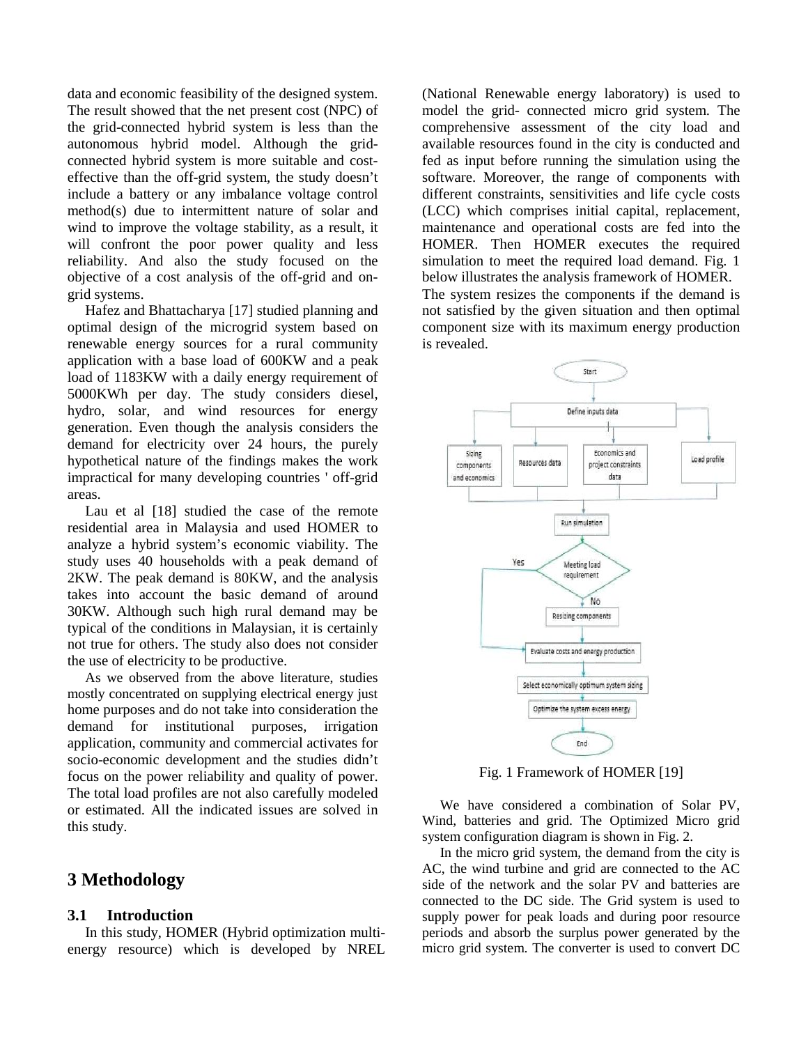data and economic feasibility of the designed system. The result showed that the net present cost (NPC) of the grid-connected hybrid system is less than the autonomous hybrid model. Although the grid-connected hybrid system is more suitable and cost-effective than the off-grid system, the study doesn't include a battery or any imbalance voltage control method(s) due to intermittent nature of solar and wind to improve the voltage stability, as a result, it will confront the poor power quality and less reliability. And also the study focused on the objective of a cost analysis of the off-grid and on-grid systems.

Hafez and Bhattacharya [17] studied planning and optimal design of the microgrid system based on renewable energy sources for a rural community application with a base load of 600KW and a peak load of 1183KW with a daily energy requirement of 5000KWh per day. The study considers diesel, hydro, solar, and wind resources for energy generation. Even though the analysis considers the demand for electricity over 24 hours, the purely hypothetical nature of the findings makes the work impractical for many developing countries ' off-grid areas.

Lau et al [18] studied the case of the remote residential area in Malaysia and used HOMER to analyze a hybrid system's economic viability. The study uses 40 households with a peak demand of 2KW. The peak demand is 80KW, and the analysis takes into account the basic demand of around 30KW. Although such high rural demand may be typical of the conditions in Malaysian, it is certainly not true for others. The study also does not consider the use of electricity to be productive.

As we observed from the above literature, studies mostly concentrated on supplying electrical energy just home purposes and do not take into consideration the demand for institutional purposes, irrigation application, community and commercial activates for socio-economic development and the studies didn't focus on the power reliability and quality of power. The total load profiles are not also carefully modeled or estimated. All the indicated issues are solved in this study.

# 3 Methodology

## 3.1 Introduction

In this study, HOMER (Hybrid optimization multi-energy resource) which is developed by NREL (National Renewable energy laboratory) is used to model the grid- connected micro grid system. The comprehensive assessment of the city load and available resources found in the city is conducted and fed as input before running the simulation using the software. Moreover, the range of components with different constraints, sensitivities and life cycle costs (LCC) which comprises initial capital, replacement, maintenance and operational costs are fed into the HOMER. Then HOMER executes the required simulation to meet the required load demand. Fig. 1 below illustrates the analysis framework of HOMER.
The system resizes the components if the demand is not satisfied by the given situation and then optimal component size with its maximum energy production is revealed.

Start
Define inputs data
Sizing components and economics
Resources data
Economics and project constraints data
Load profile
Run simulation
Meeting load requirement
Yes
No
Resizing components
Evaluate costs and energy production
Select economically optimum system sizing
Optimize the system excess energy
End

Fig. 1 Framework of HOMER [19]

We have considered a combination of Solar PV, Wind, batteries and grid. The Optimized Micro grid system configuration diagram is shown in Fig. 2.

In the micro grid system, the demand from the city is AC, the wind turbine and grid are connected to the AC side of the network and the solar PV and batteries are connected to the DC side. The Grid system is used to supply power for peak loads and during poor resource periods and absorb the surplus power generated by the micro grid system. The converter is used to convert DC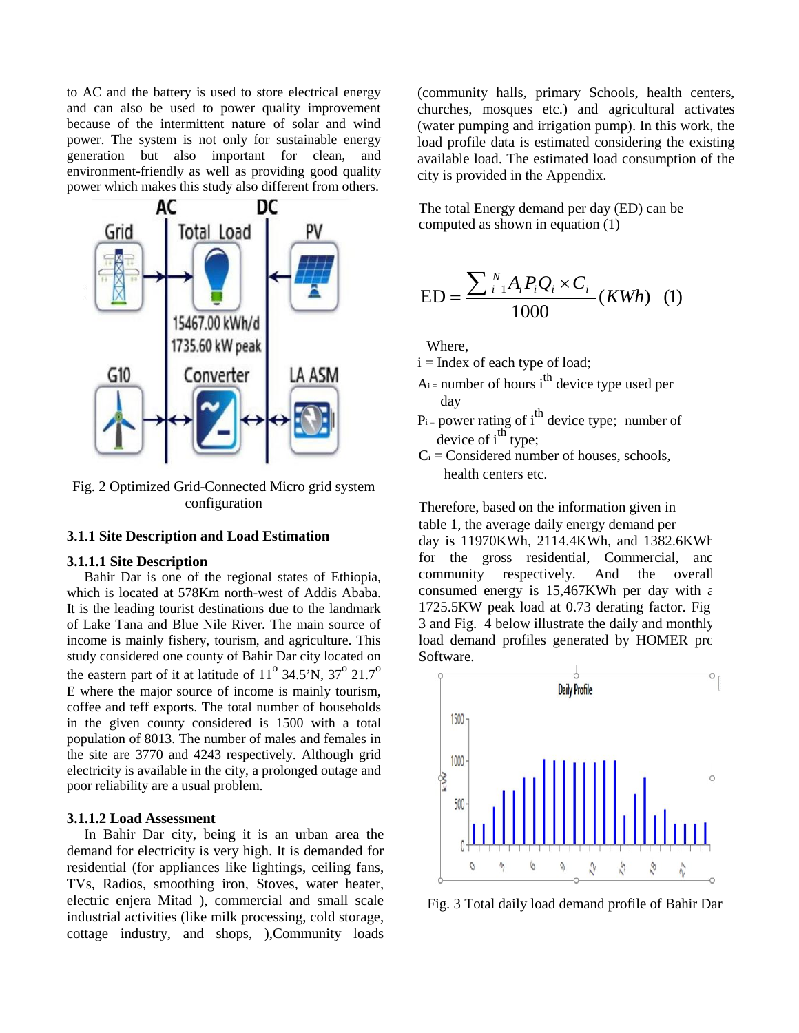to AC and the battery is used to store electrical energy and can also be used to power quality improvement because of the intermittent nature of solar and wind power. The system is not only for sustainable energy generation but also important for clean, and environment-friendly as well as providing good quality power which makes this study also different from others.

AC
DC
Grid
Total Load
PV
15467.00 kWh/d
1735.60 kW peak
G10
Converter
LA ASM

Fig. 2 Optimized Grid-Connected Micro grid system configuration

### 3.1.1 Site Description and Load Estimation

#### 3.1.1.1 Site Description

Bahir Dar is one of the regional states of Ethiopia, which is located at 578Km north-west of Addis Ababa. It is the leading tourist destinations due to the landmark of Lake Tana and Blue Nile River. The main source of income is mainly fishery, tourism, and agriculture. This study considered one county of Bahir Dar city located on the eastern part of it at latitude of 11$^{o}$ 34.5'N, 37$^{o}$ 21.7$^{o}$ E where the major source of income is mainly tourism, coffee and teff exports. The total number of households in the given county considered is 1500 with a total population of 8013. The number of males and females in the site are 3770 and 4243 respectively. Although grid electricity is available in the city, a prolonged outage and poor reliability are a usual problem.

#### 3.1.1.2 Load Assessment

In Bahir Dar city, being it is an urban area the demand for electricity is very high. It is demanded for residential (for appliances like lightings, ceiling fans, TVs, Radios, smoothing iron, Stoves, water heater, electric enjera Mitad ), commercial and small scale industrial activities (like milk processing, cold storage, cottage industry, and shops, ),Community loads (community halls, primary Schools, health centers, churches, mosques etc.) and agricultural activates (water pumping and irrigation pump). In this work, the load profile data is estimated considering the existing available load. The estimated load consumption of the city is provided in the Appendix.

The total Energy demand per day (ED) can be computed as shown in equation (1)

$$\mathrm{ED} = \frac{\sum_{i=1}^{N} A_i P_i Q_i \times C_i}{1000} (KWh) \quad (1)$$

Where,

i = Index of each type of load;

$A_i$ = number of hours i$^{th}$ device type used per day

$P_i$ = power rating of i$^{th}$ device type; number of device of i$^{th}$ type;

$C_i$ = Considered number of houses, schools, health centers etc.

Therefore, based on the information given in table 1, the average daily energy demand per day is 11970KWh, 2114.4KWh, and 1382.6KWh for the gross residential, Commercial, and community respectively. And the overall consumed energy is 15,467KWh per day with a 1725.5KW peak load at 0.73 derating factor. Fig 3 and Fig. 4 below illustrate the daily and monthly load demand profiles generated by HOMER pro Software.

Daily Profile
kW
1500
1000
500
0
0 3 6 9 12 15 18 21

Fig. 3 Total daily load demand profile of Bahir Dar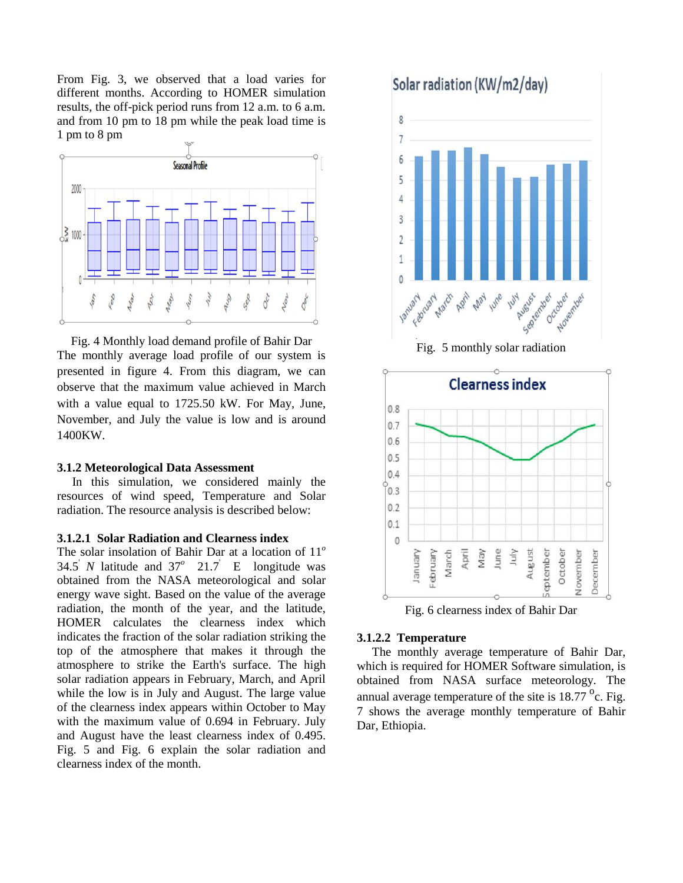From Fig. 3, we observed that a load varies for different months. According to HOMER simulation results, the off-pick period runs from 12 a.m. to 6 a.m. and from 10 pm to 18 pm while the peak load time is 1 pm to 8 pm

Fig. 4 Monthly load demand profile of Bahir Dar

The monthly average load profile of our system is presented in figure 4. From this diagram, we can observe that the maximum value achieved in March with a value equal to 1725.50 kW. For May, June, November, and July the value is low and is around 1400KW.

#### 3.1.2 Meteorological Data Assessment

In this simulation, we considered mainly the resources of wind speed, Temperature and Solar radiation. The resource analysis is described below:

#### 3.1.2.1 Solar Radiation and Clearness index

The solar insolation of Bahir Dar at a location of $11^o$ $34.5^{'}$ *N* latitude and $37^o$ $21.7^{'}$ E longitude was obtained from the NASA meteorological and solar energy wave sight. Based on the value of the average radiation, the month of the year, and the latitude, HOMER calculates the clearness index which indicates the fraction of the solar radiation striking the top of the atmosphere that makes it through the atmosphere to strike the Earth's surface. The high solar radiation appears in February, March, and April while the low is in July and August. The large value of the clearness index appears within October to May with the maximum value of 0.694 in February. July and August have the least clearness index of 0.495. Fig. 5 and Fig. 6 explain the solar radiation and clearness index of the month.

Fig. 5 monthly solar radiation

Fig. 6 clearness index of Bahir Dar

#### 3.1.2.2 Temperature

The monthly average temperature of Bahir Dar, which is required for HOMER Software simulation, is obtained from NASA surface meteorology. The annual average temperature of the site is 18.77 $^o$c. Fig. 7 shows the average monthly temperature of Bahir Dar, Ethiopia.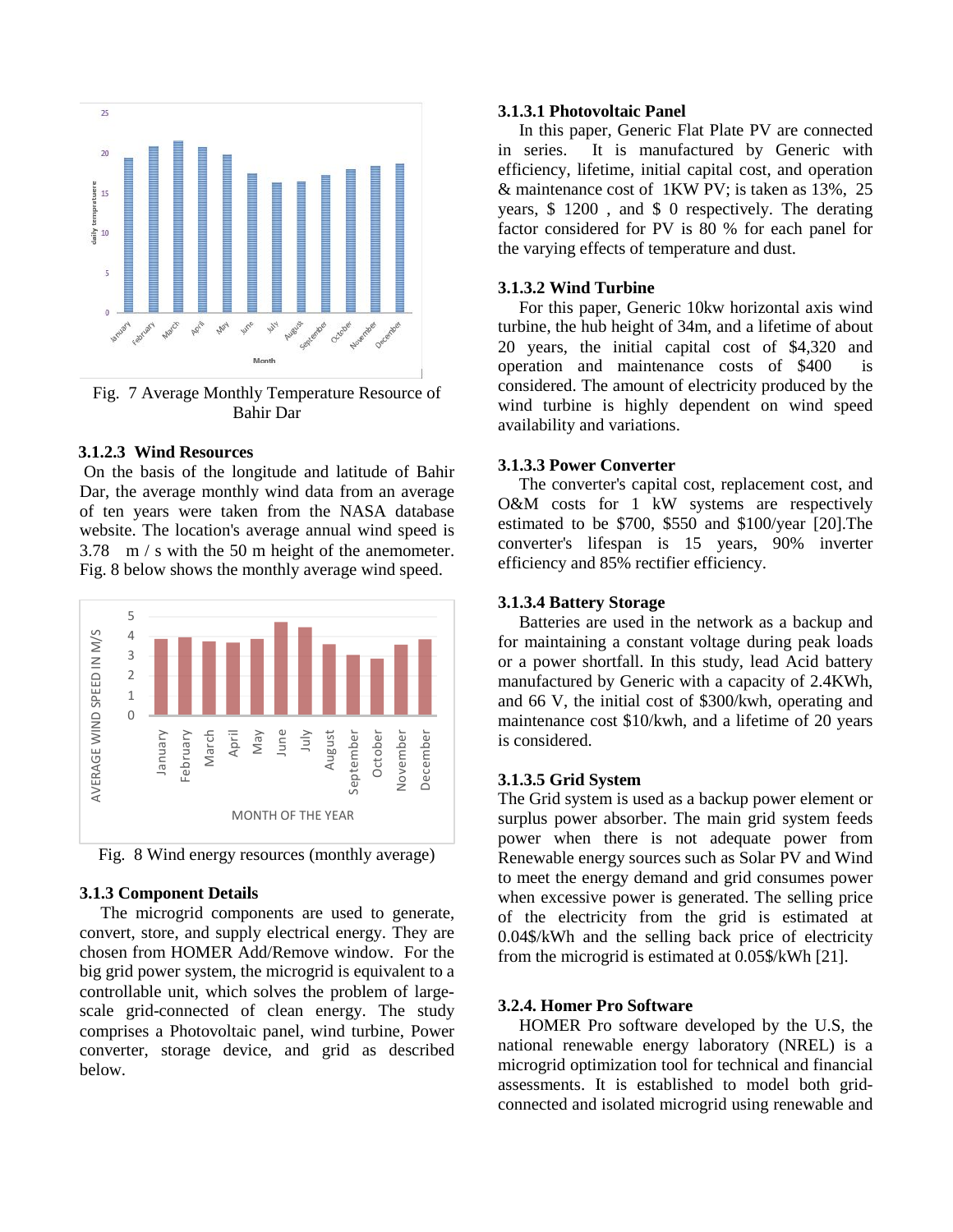Fig. 7 Average Monthly Temperature Resource of Bahir Dar

#### 3.1.2.3 Wind Resources

On the basis of the longitude and latitude of Bahir Dar, the average monthly wind data from an average of ten years were taken from the NASA database website. The location's average annual wind speed is 3.78 m / s with the 50 m height of the anemometer. Fig. 8 below shows the monthly average wind speed.

Fig. 8 Wind energy resources (monthly average)

### 3.1.3 Component Details

The microgrid components are used to generate, convert, store, and supply electrical energy. They are chosen from HOMER Add/Remove window. For the big grid power system, the microgrid is equivalent to a controllable unit, which solves the problem of large-scale grid-connected of clean energy. The study comprises a Photovoltaic panel, wind turbine, Power converter, storage device, and grid as described below.

#### 3.1.3.1 Photovoltaic Panel

In this paper, Generic Flat Plate PV are connected in series. It is manufactured by Generic with efficiency, lifetime, initial capital cost, and operation & maintenance cost of 1KW PV; is taken as 13%, 25 years, $ 1200 , and $ 0 respectively. The derating factor considered for PV is 80 % for each panel for the varying effects of temperature and dust.

#### 3.1.3.2 Wind Turbine

For this paper, Generic 10kw horizontal axis wind turbine, the hub height of 34m, and a lifetime of about 20 years, the initial capital cost of $4,320 and operation and maintenance costs of $400 is considered. The amount of electricity produced by the wind turbine is highly dependent on wind speed availability and variations.

#### 3.1.3.3 Power Converter

The converter's capital cost, replacement cost, and O&M costs for 1 kW systems are respectively estimated to be $700, $550 and $100/year [20].The converter's lifespan is 15 years, 90% inverter efficiency and 85% rectifier efficiency.

#### 3.1.3.4 Battery Storage

Batteries are used in the network as a backup and for maintaining a constant voltage during peak loads or a power shortfall. In this study, lead Acid battery manufactured by Generic with a capacity of 2.4KWh, and 66 V, the initial cost of $300/kwh, operating and maintenance cost $10/kwh, and a lifetime of 20 years is considered.

#### 3.1.3.5 Grid System

The Grid system is used as a backup power element or surplus power absorber. The main grid system feeds power when there is not adequate power from Renewable energy sources such as Solar PV and Wind to meet the energy demand and grid consumes power when excessive power is generated. The selling price of the electricity from the grid is estimated at 0.04$/kWh and the selling back price of electricity from the microgrid is estimated at 0.05$/kWh [21].

### 3.2.4. Homer Pro Software

HOMER Pro software developed by the U.S, the national renewable energy laboratory (NREL) is a microgrid optimization tool for technical and financial assessments. It is established to model both grid-connected and isolated microgrid using renewable and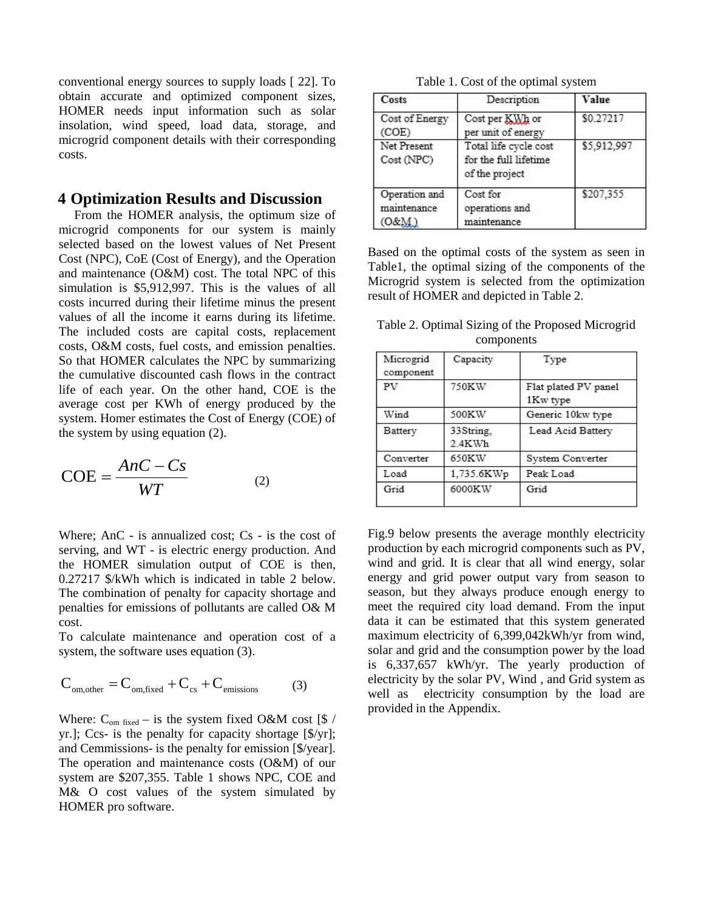conventional energy sources to supply loads [ 22]. To obtain accurate and optimized component sizes, HOMER needs input information such as solar insolation, wind speed, load data, storage, and microgrid component details with their corresponding costs.

## 4 Optimization Results and Discussion

From the HOMER analysis, the optimum size of microgrid components for our system is mainly selected based on the lowest values of Net Present Cost (NPC), CoE (Cost of Energy), and the Operation and maintenance (O&M) cost. The total NPC of this simulation is $5,912,997. This is the values of all costs incurred during their lifetime minus the present values of all the income it earns during its lifetime. The included costs are capital costs, replacement costs, O&M costs, fuel costs, and emission penalties. So that HOMER calculates the NPC by summarizing the cumulative discounted cash flows in the contract life of each year. On the other hand, COE is the average cost per KWh of energy produced by the system. Homer estimates the Cost of Energy (COE) of the system by using equation (2).

$$\text{COE} = \frac{AnC - Cs}{WT} \qquad (2)$$

Where; AnC - is annualized cost; Cs - is the cost of serving, and WT - is electric energy production. And the HOMER simulation output of COE is then, 0.27217 $/kWh which is indicated in table 2 below. The combination of penalty for capacity shortage and penalties for emissions of pollutants are called O& M cost.

To calculate maintenance and operation cost of a system, the software uses equation (3).

$$C_{\text{om,other}} = C_{\text{om,fixed}} + C_{\text{cs}} + C_{\text{emissions}} \qquad (3)$$

Where: $C_{om\ fixed}$ – is the system fixed O&M cost [$ / yr.]; Ccs- is the penalty for capacity shortage [$/yr]; and Cemmissions- is the penalty for emission [$/year]. The operation and maintenance costs (O&M) of our system are $207,355. Table 1 shows NPC, COE and M& O cost values of the system simulated by HOMER pro software.

Table 1. Cost of the optimal system

| Costs | Description | Value |
|---|---|---|
| Cost of Energy (COE) | Cost per KWh or per unit of energy | $0.27217 |
| Net Present Cost (NPC) | Total life cycle cost for the full lifetime of the project | $5,912,997 |
| Operation and maintenance (O&M) | Cost for operations and maintenance | $207,355 |

Based on the optimal costs of the system as seen in Table1, the optimal sizing of the components of the Microgrid system is selected from the optimization result of HOMER and depicted in Table 2.

Table 2. Optimal Sizing of the Proposed Microgrid components

| Microgrid component | Capacity | Type |
|---|---|---|
| PV | 750KW | Flat plated PV panel 1Kw type |
| Wind | 500KW | Generic 10kw type |
| Battery | 33String, 2.4KWh | Lead Acid Battery |
| Converter | 650KW | System Converter |
| Load | 1,735.6KWp | Peak Load |
| Grid | 6000KW | Grid |

Fig.9 below presents the average monthly electricity production by each microgrid components such as PV, wind and grid. It is clear that all wind energy, solar energy and grid power output vary from season to season, but they always produce enough energy to meet the required city load demand. From the input data it can be estimated that this system generated maximum electricity of 6,399,042kWh/yr from wind, solar and grid and the consumption power by the load is 6,337,657 kWh/yr. The yearly production of electricity by the solar PV, Wind , and Grid system as well as electricity consumption by the load are provided in the Appendix.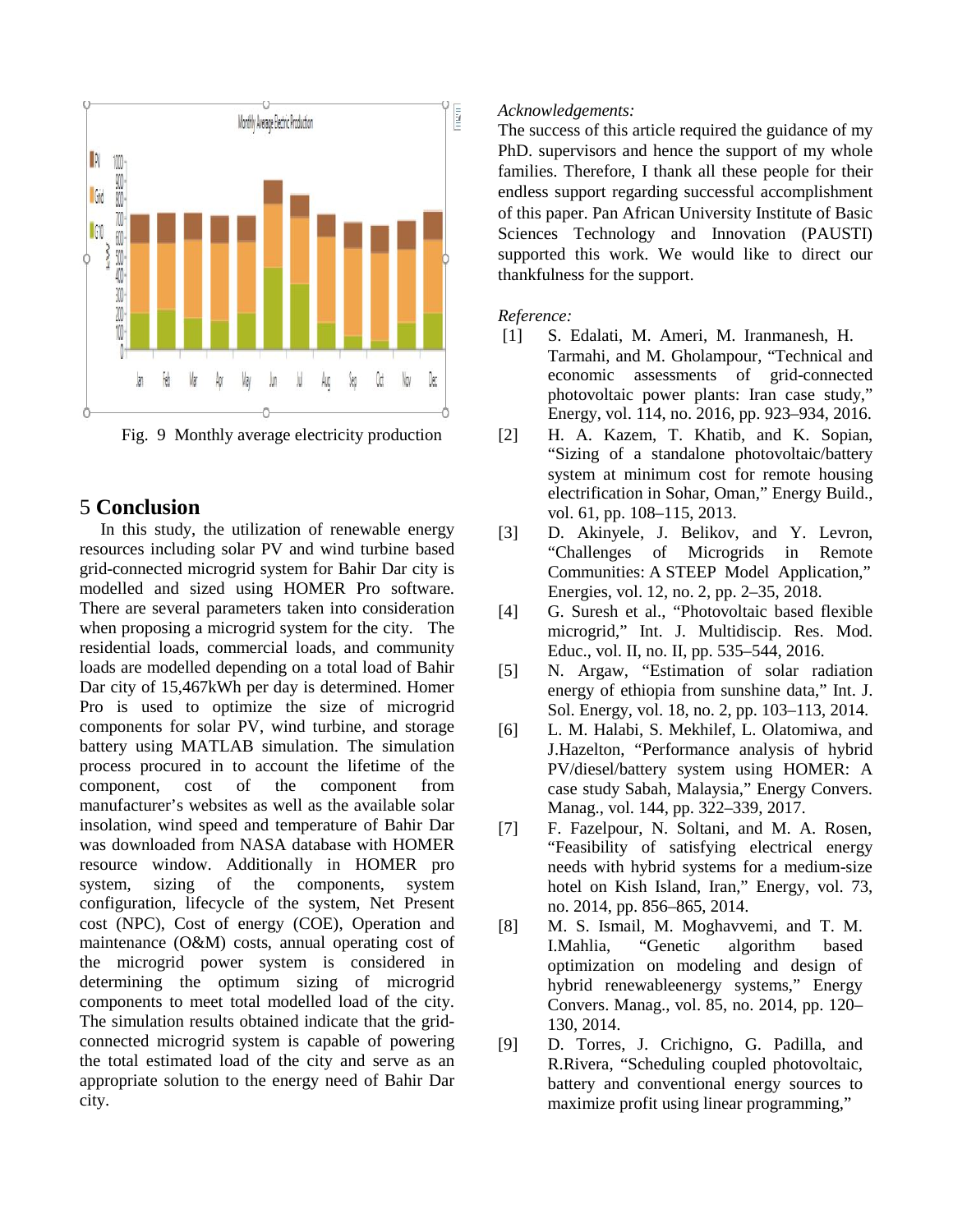Fig. 9 Monthly average electricity production

## 5 Conclusion

In this study, the utilization of renewable energy resources including solar PV and wind turbine based grid-connected microgrid system for Bahir Dar city is modelled and sized using HOMER Pro software. There are several parameters taken into consideration when proposing a microgrid system for the city. The residential loads, commercial loads, and community loads are modelled depending on a total load of Bahir Dar city of 15,467kWh per day is determined. Homer Pro is used to optimize the size of microgrid components for solar PV, wind turbine, and storage battery using MATLAB simulation. The simulation process procured in to account the lifetime of the component, cost of the component from manufacturer's websites as well as the available solar insolation, wind speed and temperature of Bahir Dar was downloaded from NASA database with HOMER resource window. Additionally in HOMER pro system, sizing of the components, system configuration, lifecycle of the system, Net Present cost (NPC), Cost of energy (COE), Operation and maintenance (O&M) costs, annual operating cost of the microgrid power system is considered in determining the optimum sizing of microgrid components to meet total modelled load of the city. The simulation results obtained indicate that the grid-connected microgrid system is capable of powering the total estimated load of the city and serve as an appropriate solution to the energy need of Bahir Dar city.

*Acknowledgements:*

The success of this article required the guidance of my PhD. supervisors and hence the support of my whole families. Therefore, I thank all these people for their endless support regarding successful accomplishment of this paper. Pan African University Institute of Basic Sciences Technology and Innovation (PAUSTI) supported this work. We would like to direct our thankfulness for the support.

*Reference:*

[1] S. Edalati, M. Ameri, M. Iranmanesh, H. Tarmahi, and M. Gholampour, "Technical and economic assessments of grid-connected photovoltaic power plants: Iran case study," Energy, vol. 114, no. 2016, pp. 923–934, 2016.

[2] H. A. Kazem, T. Khatib, and K. Sopian, "Sizing of a standalone photovoltaic/battery system at minimum cost for remote housing electrification in Sohar, Oman," Energy Build., vol. 61, pp. 108–115, 2013.

[3] D. Akinyele, J. Belikov, and Y. Levron, "Challenges of Microgrids in Remote Communities: A STEEP Model Application," Energies, vol. 12, no. 2, pp. 2–35, 2018.

[4] G. Suresh et al., "Photovoltaic based flexible microgrid," Int. J. Multidiscip. Res. Mod. Educ., vol. II, no. II, pp. 535–544, 2016.

[5] N. Argaw, "Estimation of solar radiation energy of ethiopia from sunshine data," Int. J. Sol. Energy, vol. 18, no. 2, pp. 103–113, 2014.

[6] L. M. Halabi, S. Mekhilef, L. Olatomiwa, and J.Hazelton, "Performance analysis of hybrid PV/diesel/battery system using HOMER: A case study Sabah, Malaysia," Energy Convers. Manag., vol. 144, pp. 322–339, 2017.

[7] F. Fazelpour, N. Soltani, and M. A. Rosen, "Feasibility of satisfying electrical energy needs with hybrid systems for a medium-size hotel on Kish Island, Iran," Energy, vol. 73, no. 2014, pp. 856–865, 2014.

[8] M. S. Ismail, M. Moghavvemi, and T. M. I.Mahlia, "Genetic algorithm based optimization on modeling and design of hybrid renewableenergy systems," Energy Convers. Manag., vol. 85, no. 2014, pp. 120–130, 2014.

[9] D. Torres, J. Crichigno, G. Padilla, and R.Rivera, "Scheduling coupled photovoltaic, battery and conventional energy sources to maximize profit using linear programming,"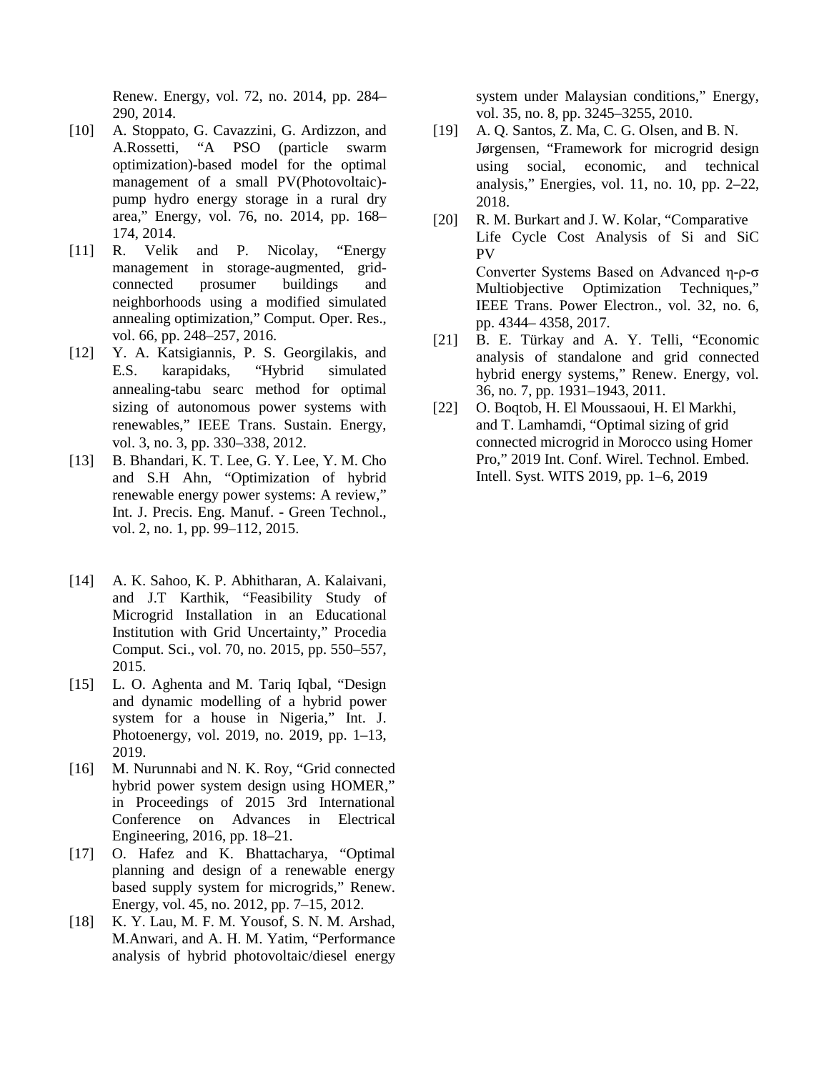Renew. Energy, vol. 72, no. 2014, pp. 284–290, 2014.

[10] A. Stoppato, G. Cavazzini, G. Ardizzon, and A.Rossetti, "A PSO (particle swarm optimization)-based model for the optimal management of a small PV(Photovoltaic)-pump hydro energy storage in a rural dry area," Energy, vol. 76, no. 2014, pp. 168–174, 2014.

[11] R. Velik and P. Nicolay, "Energy management in storage-augmented, grid-connected prosumer buildings and neighborhoods using a modified simulated annealing optimization," Comput. Oper. Res., vol. 66, pp. 248–257, 2016.

[12] Y. A. Katsigiannis, P. S. Georgilakis, and E.S. karapidaks, "Hybrid simulated annealing-tabu searc method for optimal sizing of autonomous power systems with renewables," IEEE Trans. Sustain. Energy, vol. 3, no. 3, pp. 330–338, 2012.

[13] B. Bhandari, K. T. Lee, G. Y. Lee, Y. M. Cho and S.H Ahn, "Optimization of hybrid renewable energy power systems: A review," Int. J. Precis. Eng. Manuf. - Green Technol., vol. 2, no. 1, pp. 99–112, 2015.

[14] A. K. Sahoo, K. P. Abhitharan, A. Kalaivani, and J.T Karthik, "Feasibility Study of Microgrid Installation in an Educational Institution with Grid Uncertainty," Procedia Comput. Sci., vol. 70, no. 2015, pp. 550–557, 2015.

[15] L. O. Aghenta and M. Tariq Iqbal, "Design and dynamic modelling of a hybrid power system for a house in Nigeria," Int. J. Photoenergy, vol. 2019, no. 2019, pp. 1–13, 2019.

[16] M. Nurunnabi and N. K. Roy, "Grid connected hybrid power system design using HOMER," in Proceedings of 2015 3rd International Conference on Advances in Electrical Engineering, 2016, pp. 18–21.

[17] O. Hafez and K. Bhattacharya, "Optimal planning and design of a renewable energy based supply system for microgrids," Renew. Energy, vol. 45, no. 2012, pp. 7–15, 2012.

[18] K. Y. Lau, M. F. M. Yousof, S. N. M. Arshad, M.Anwari, and A. H. M. Yatim, "Performance analysis of hybrid photovoltaic/diesel energy system under Malaysian conditions," Energy, vol. 35, no. 8, pp. 3245–3255, 2010.

[19] A. Q. Santos, Z. Ma, C. G. Olsen, and B. N. Jørgensen, "Framework for microgrid design using social, economic, and technical analysis," Energies, vol. 11, no. 10, pp. 2–22, 2018.

[20] R. M. Burkart and J. W. Kolar, "Comparative Life Cycle Cost Analysis of Si and SiC PV Converter Systems Based on Advanced η-ρ-σ Multiobjective Optimization Techniques," IEEE Trans. Power Electron., vol. 32, no. 6, pp. 4344– 4358, 2017.

[21] B. E. Türkay and A. Y. Telli, "Economic analysis of standalone and grid connected hybrid energy systems," Renew. Energy, vol. 36, no. 7, pp. 1931–1943, 2011.

[22] O. Boqtob, H. El Moussaoui, H. El Markhi, and T. Lamhamdi, "Optimal sizing of grid connected microgrid in Morocco using Homer Pro," 2019 Int. Conf. Wirel. Technol. Embed. Intell. Syst. WITS 2019, pp. 1–6, 2019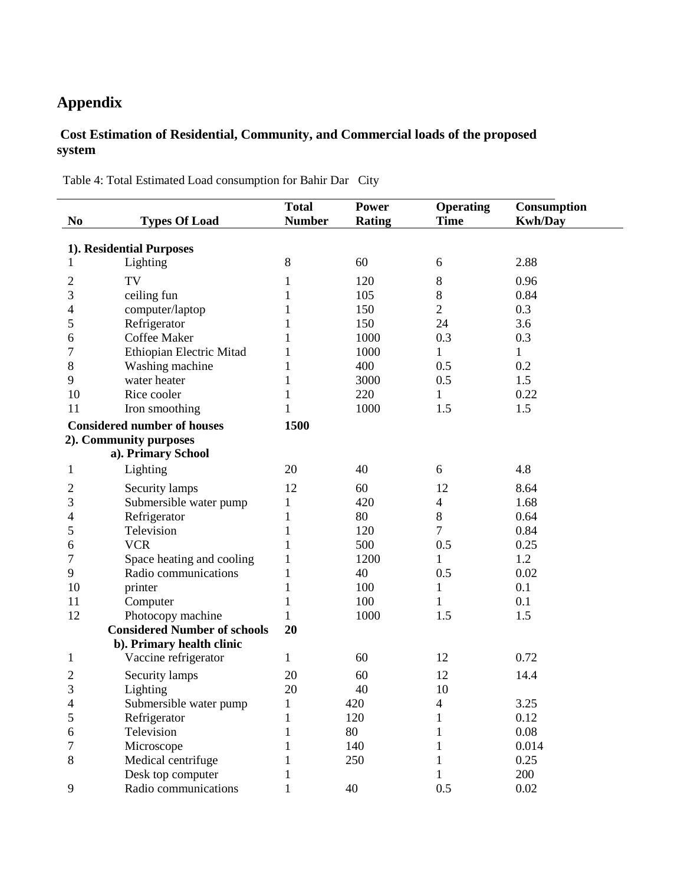# Appendix

## Cost Estimation of Residential, Community, and Commercial loads of the proposed system

Table 4: Total Estimated Load consumption for Bahir Dar City

| No | Types Of Load | Total Number | Power Rating | Operating Time | Consumption Kwh/Day |
|---|---|---|---|---|---|
| **1). Residential Purposes** | | | | | |
| 1 | Lighting | 8 | 60 | 6 | 2.88 |
| 2 | TV | 1 | 120 | 8 | 0.96 |
| 3 | ceiling fun | 1 | 105 | 8 | 0.84 |
| 4 | computer/laptop | 1 | 150 | 2 | 0.3 |
| 5 | Refrigerator | 1 | 150 | 24 | 3.6 |
| 6 | Coffee Maker | 1 | 1000 | 0.3 | 0.3 |
| 7 | Ethiopian Electric Mitad | 1 | 1000 | 1 | 1 |
| 8 | Washing machine | 1 | 400 | 0.5 | 0.2 |
| 9 | water heater | 1 | 3000 | 0.5 | 1.5 |
| 10 | Rice cooler | 1 | 220 | 1 | 0.22 |
| 11 | Iron smoothing | 1 | 1000 | 1.5 | 1.5 |
| **Considered number of houses** | | **1500** | | | |
| **2). Community purposes** | | | | | |
| | **a). Primary School** | | | | |
| 1 | Lighting | 20 | 40 | 6 | 4.8 |
| 2 | Security lamps | 12 | 60 | 12 | 8.64 |
| 3 | Submersible water pump | 1 | 420 | 4 | 1.68 |
| 4 | Refrigerator | 1 | 80 | 8 | 0.64 |
| 5 | Television | 1 | 120 | 7 | 0.84 |
| 6 | VCR | 1 | 500 | 0.5 | 0.25 |
| 7 | Space heating and cooling | 1 | 1200 | 1 | 1.2 |
| 9 | Radio communications | 1 | 40 | 0.5 | 0.02 |
| 10 | printer | 1 | 100 | 1 | 0.1 |
| 11 | Computer | 1 | 100 | 1 | 0.1 |
| 12 | Photocopy machine | 1 | 1000 | 1.5 | 1.5 |
| | **Considered Number of schools** | **20** | | | |
| | **b). Primary health clinic** | | | | |
| 1 | Vaccine refrigerator | 1 | 60 | 12 | 0.72 |
| 2 | Security lamps | 20 | 60 | 12 | 14.4 |
| 3 | Lighting | 20 | 40 | 10 | |
| 4 | Submersible water pump | 1 | 420 | 4 | 3.25 |
| 5 | Refrigerator | 1 | 120 | 1 | 0.12 |
| 6 | Television | 1 | 80 | 1 | 0.08 |
| 7 | Microscope | 1 | 140 | 1 | 0.014 |
| 8 | Medical centrifuge | 1 | 250 | 1 | 0.25 |
| | Desk top computer | 1 | | 1 | 200 |
| 9 | Radio communications | 1 | 40 | 0.5 | 0.02 |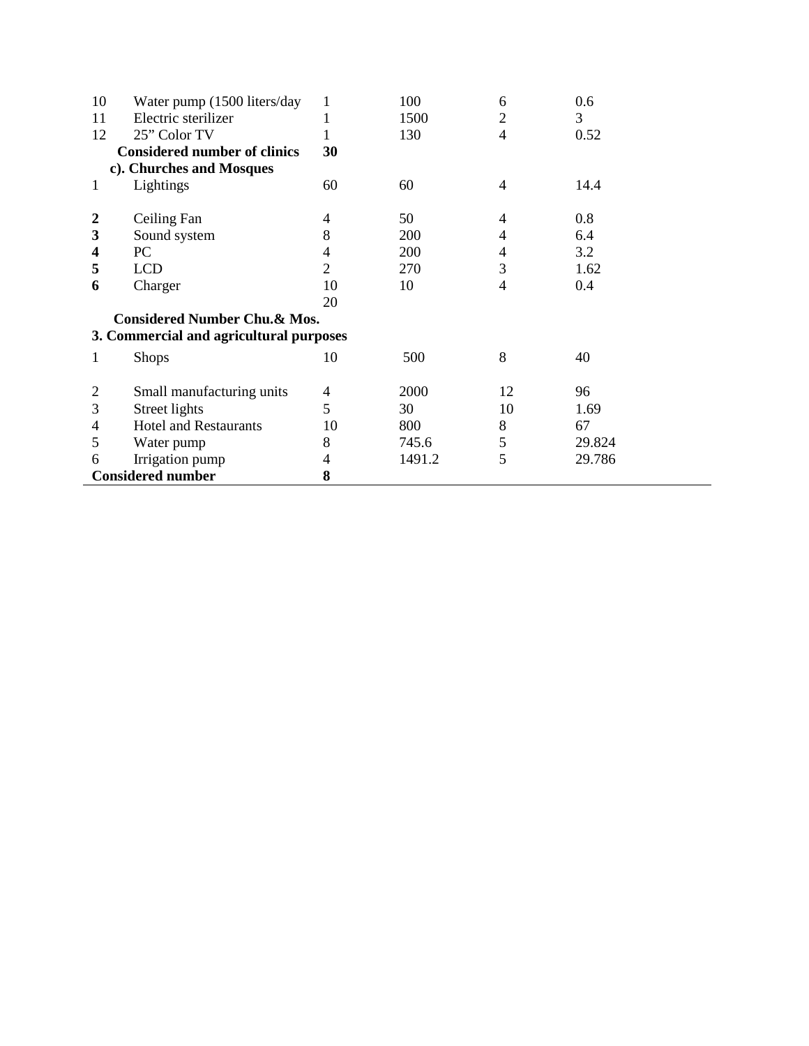| | | | | | |
|---|---|---|---|---|---|
| 10 | Water pump (1500 liters/day | 1 | 100 | 6 | 0.6 |
| 11 | Electric sterilizer | 1 | 1500 | 2 | 3 |
| 12 | 25" Color TV | 1 | 130 | 4 | 0.52 |
| **Considered number of clinics** | | **30** | | | |
| **c). Churches and Mosques** | | | | | |
| 1 | Lightings | 60 | 60 | 4 | 14.4 |
| **2** | Ceiling Fan | 4 | 50 | 4 | 0.8 |
| **3** | Sound system | 8 | 200 | 4 | 6.4 |
| **4** | PC | 4 | 200 | 4 | 3.2 |
| **5** | LCD | 2 | 270 | 3 | 1.62 |
| **6** | Charger | 10 | 10 | 4 | 0.4 |
| | | 20 | | | |
| **Considered Number Chu.& Mos.** | | | | | |
| **3. Commercial and agricultural purposes** | | | | | |
| 1 | Shops | 10 | 500 | 8 | 40 |
| 2 | Small manufacturing units | 4 | 2000 | 12 | 96 |
| 3 | Street lights | 5 | 30 | 10 | 1.69 |
| 4 | Hotel and Restaurants | 10 | 800 | 8 | 67 |
| 5 | Water pump | 8 | 745.6 | 5 | 29.824 |
| 6 | Irrigation pump | 4 | 1491.2 | 5 | 29.786 |
| **Considered number** | | **8** | | | |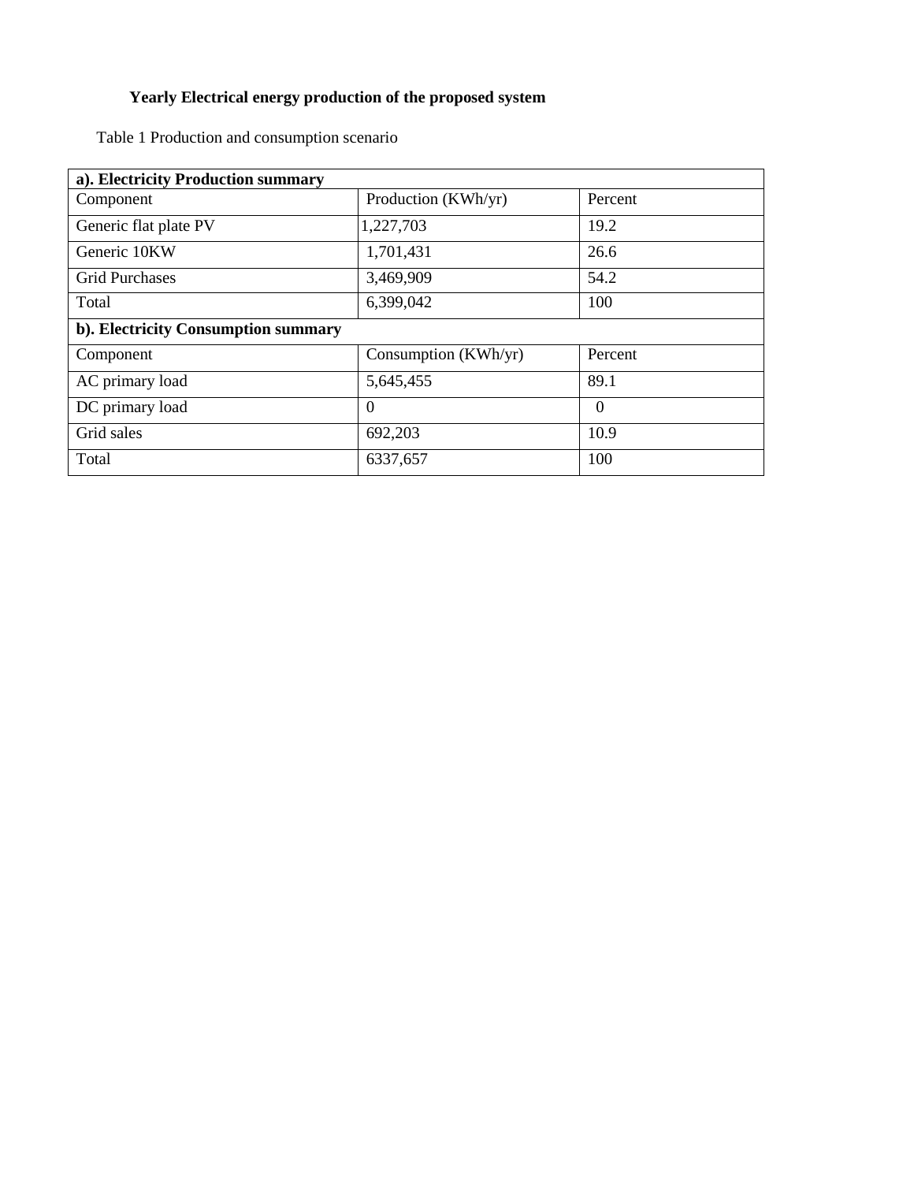**Yearly Electrical energy production of the proposed system**

Table 1 Production and consumption scenario

| **a). Electricity Production summary** | | |
|---|---|---|
| Component | Production (KWh/yr) | Percent |
| Generic flat plate PV | 1,227,703 | 19.2 |
| Generic 10KW | 1,701,431 | 26.6 |
| Grid Purchases | 3,469,909 | 54.2 |
| Total | 6,399,042 | 100 |
| **b). Electricity Consumption summary** | | |
| Component | Consumption (KWh/yr) | Percent |
| AC primary load | 5,645,455 | 89.1 |
| DC primary load | 0 | 0 |
| Grid sales | 692,203 | 10.9 |
| Total | 6337,657 | 100 |